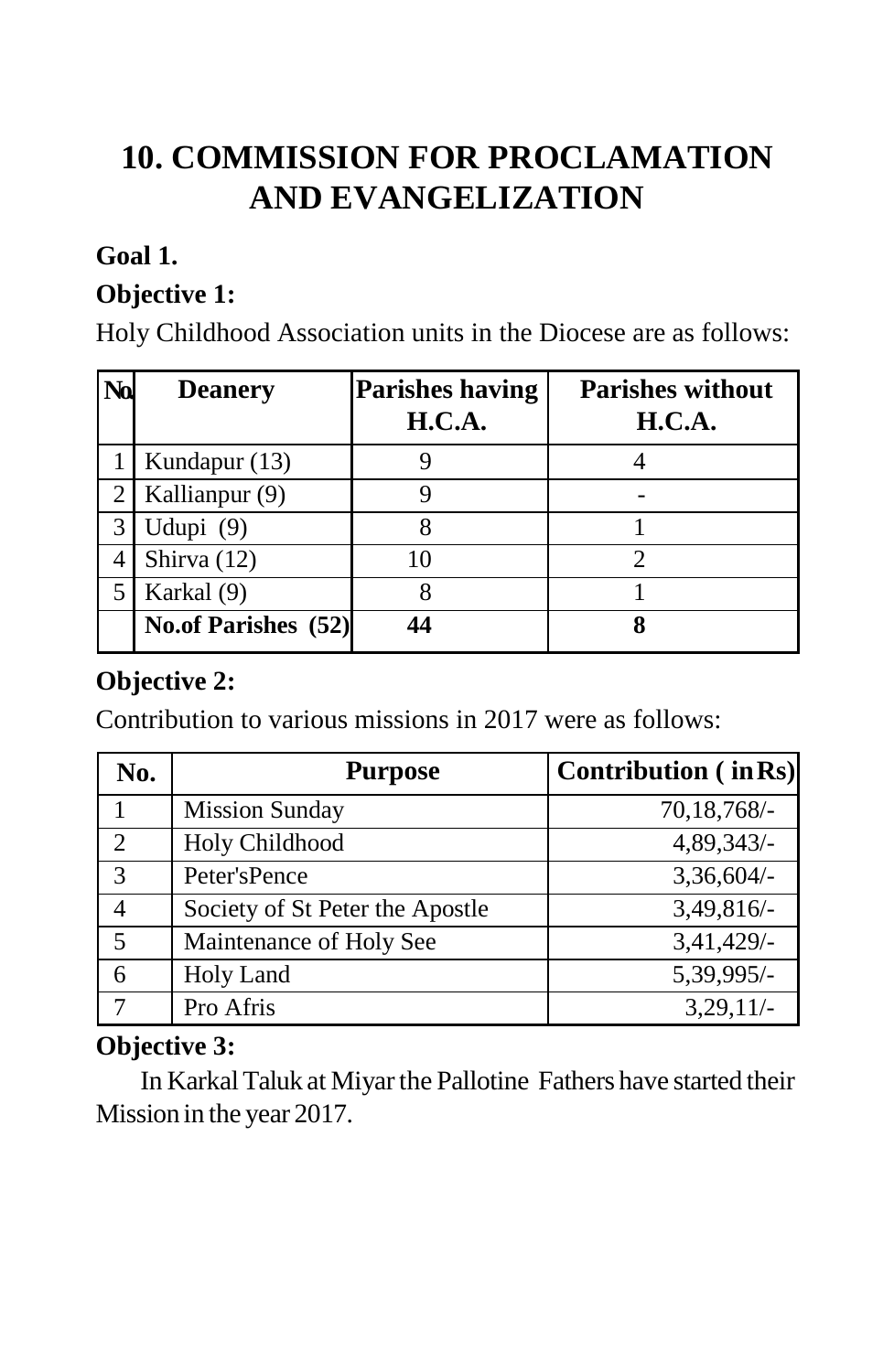# 10. COMMISSION FOR PROCLAMATION AND EVANGELIZATION

**Goal 1.**

**Objective 1:**

Holy Childhood Association units in the Diocese are as follows:

| No. | Deanery | Parishes having H.C.A. | Parishes without H.C.A. |
|---|---|---|---|
| 1 | Kundapur (13) | 9 | 4 |
| 2 | Kallianpur (9) | 9 | - |
| 3 | Udupi (9) | 8 | 1 |
| 4 | Shirva (12) | 10 | 2 |
| 5 | Karkal (9) | 8 | 1 |
| | **No.of Parishes (52)** | **44** | **8** |

**Objective 2:**

Contribution to various missions in 2017 were as follows:

| No. | Purpose | Contribution ( in Rs) |
|---|---|---|
| 1 | Mission Sunday | 70,18,768/- |
| 2 | Holy Childhood | 4,89,343/- |
| 3 | Peter'sPence | 3,36,604/- |
| 4 | Society of St Peter the Apostle | 3,49,816/- |
| 5 | Maintenance of Holy See | 3,41,429/- |
| 6 | Holy Land | 5,39,995/- |
| 7 | Pro Afris | 3,29,11/- |

**Objective 3:**

In Karkal Taluk at Miyar the Pallotine Fathers have started their Mission in the year 2017.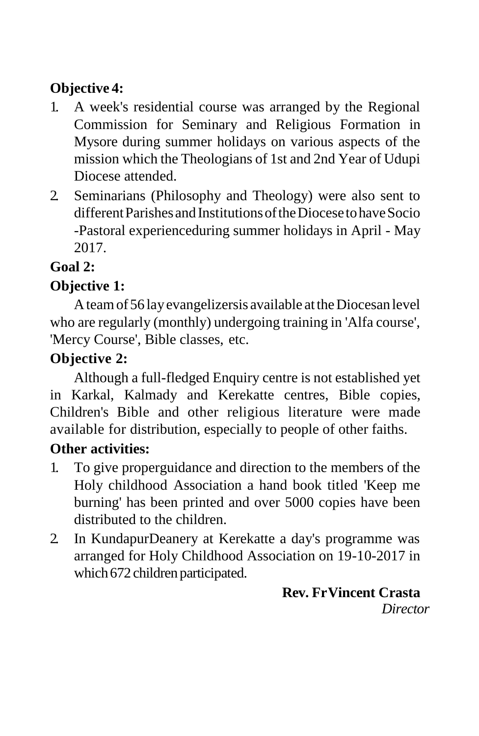**Objective 4:**

1. A week's residential course was arranged by the Regional Commission for Seminary and Religious Formation in Mysore during summer holidays on various aspects of the mission which the Theologians of 1st and 2nd Year of Udupi Diocese attended.
2. Seminarians (Philosophy and Theology) were also sent to different Parishes and Institutions of the Diocese to have Socio -Pastoral experienceduring summer holidays in April - May 2017.

**Goal 2:**

**Objective 1:**

A team of 56 lay evangelizersis available at the Diocesan level who are regularly (monthly) undergoing training in 'Alfa course', 'Mercy Course', Bible classes, etc.

**Objective 2:**

Although a full-fledged Enquiry centre is not established yet in Karkal, Kalmady and Kerekatte centres, Bible copies, Children's Bible and other religious literature were made available for distribution, especially to people of other faiths.

**Other activities:**

1. To give properguidance and direction to the members of the Holy childhood Association a hand book titled 'Keep me burning' has been printed and over 5000 copies have been distributed to the children.
2. In KundapurDeanery at Kerekatte a day's programme was arranged for Holy Childhood Association on 19-10-2017 in which 672 children participated.

**Rev. FrVincent Crasta**
*Director*